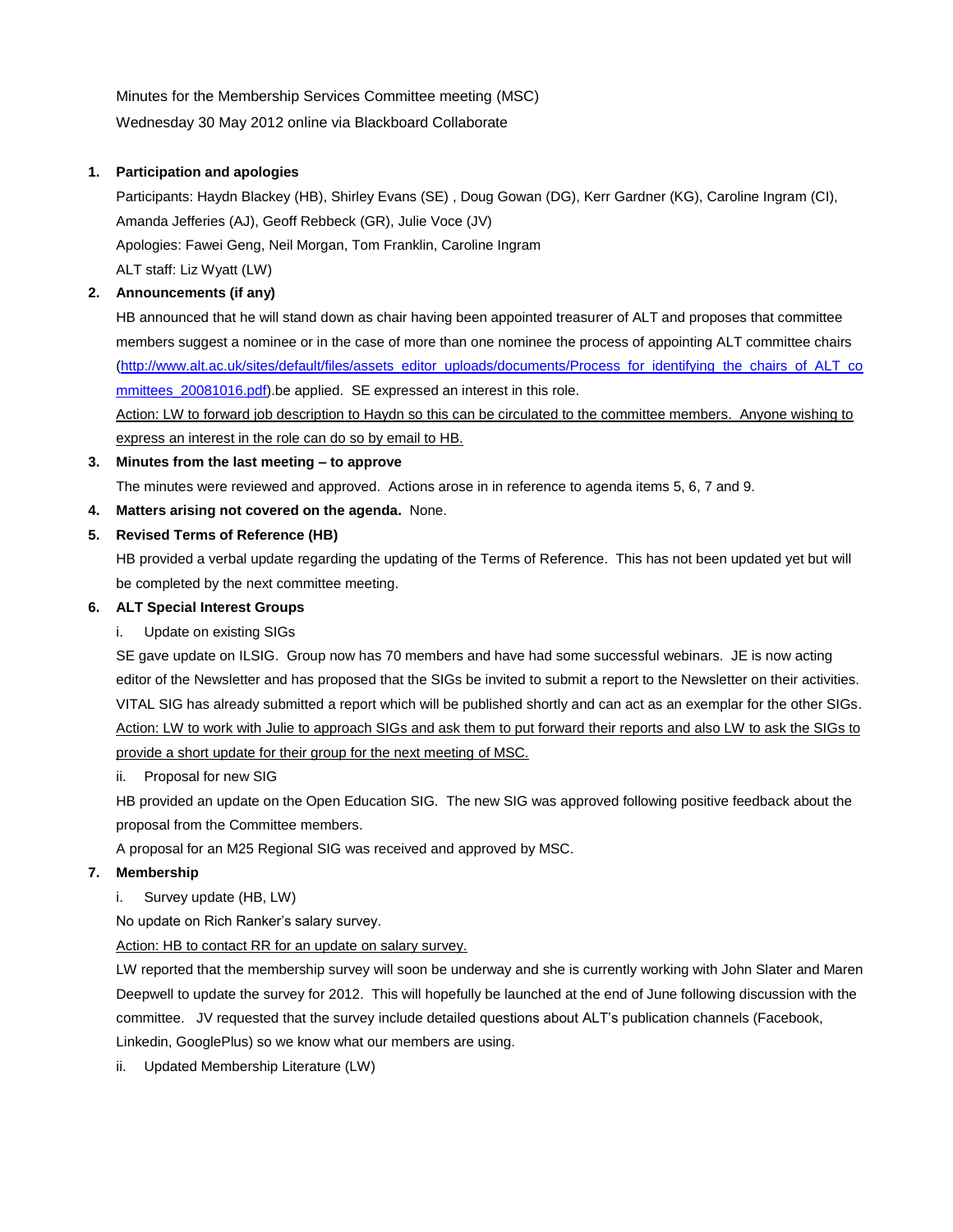Minutes for the Membership Services Committee meeting (MSC)

Wednesday 30 May 2012 online via Blackboard Collaborate

1. **Participation and apologies**

   Participants: Haydn Blackey (HB), Shirley Evans (SE) , Doug Gowan (DG), Kerr Gardner (KG), Caroline Ingram (CI), Amanda Jefferies (AJ), Geoff Rebbeck (GR), Julie Voce (JV)

   Apologies: Fawei Geng, Neil Morgan, Tom Franklin, Caroline Ingram

   ALT staff: Liz Wyatt (LW)

2. **Announcements (if any)**

   HB announced that he will stand down as chair having been appointed treasurer of ALT and proposes that committee members suggest a nominee or in the case of more than one nominee the process of appointing ALT committee chairs (http://www.alt.ac.uk/sites/default/files/assets_editor_uploads/documents/Process_for_identifying_the_chairs_of_ALT_committees_20081016.pdf).be applied. SE expressed an interest in this role.

   Action: LW to forward job description to Haydn so this can be circulated to the committee members. Anyone wishing to express an interest in the role can do so by email to HB.

3. **Minutes from the last meeting – to approve**

   The minutes were reviewed and approved. Actions arose in in reference to agenda items 5, 6, 7 and 9.

4. **Matters arising not covered on the agenda.** None.

5. **Revised Terms of Reference (HB)**

   HB provided a verbal update regarding the updating of the Terms of Reference. This has not been updated yet but will be completed by the next committee meeting.

6. **ALT Special Interest Groups**

   i. Update on existing SIGs

   SE gave update on ILSIG. Group now has 70 members and have had some successful webinars. JE is now acting editor of the Newsletter and has proposed that the SIGs be invited to submit a report to the Newsletter on their activities. VITAL SIG has already submitted a report which will be published shortly and can act as an exemplar for the other SIGs. Action: LW to work with Julie to approach SIGs and ask them to put forward their reports and also LW to ask the SIGs to provide a short update for their group for the next meeting of MSC.

   ii. Proposal for new SIG

   HB provided an update on the Open Education SIG. The new SIG was approved following positive feedback about the proposal from the Committee members.

   A proposal for an M25 Regional SIG was received and approved by MSC.

7. **Membership**

   i. Survey update (HB, LW)

   No update on Rich Ranker's salary survey.

   Action: HB to contact RR for an update on salary survey.

   LW reported that the membership survey will soon be underway and she is currently working with John Slater and Maren Deepwell to update the survey for 2012. This will hopefully be launched at the end of June following discussion with the committee. JV requested that the survey include detailed questions about ALT's publication channels (Facebook, Linkedin, GooglePlus) so we know what our members are using.

   ii. Updated Membership Literature (LW)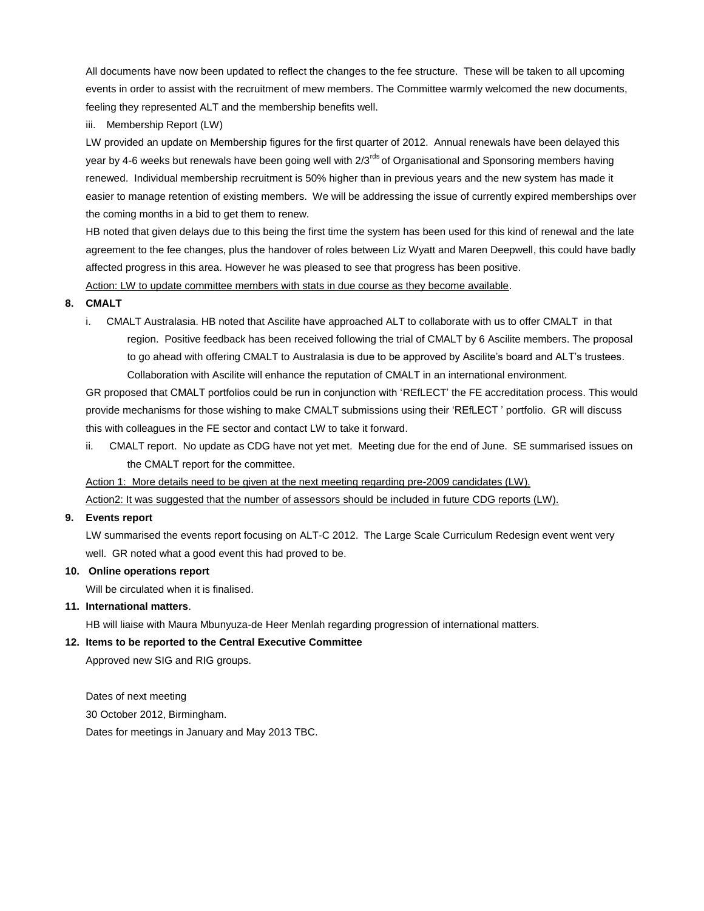All documents have now been updated to reflect the changes to the fee structure. These will be taken to all upcoming events in order to assist with the recruitment of mew members. The Committee warmly welcomed the new documents, feeling they represented ALT and the membership benefits well.

iii. Membership Report (LW)

LW provided an update on Membership figures for the first quarter of 2012. Annual renewals have been delayed this year by 4-6 weeks but renewals have been going well with 2/3rds of Organisational and Sponsoring members having renewed. Individual membership recruitment is 50% higher than in previous years and the new system has made it easier to manage retention of existing members. We will be addressing the issue of currently expired memberships over the coming months in a bid to get them to renew.

HB noted that given delays due to this being the first time the system has been used for this kind of renewal and the late agreement to the fee changes, plus the handover of roles between Liz Wyatt and Maren Deepwell, this could have badly affected progress in this area. However he was pleased to see that progress has been positive.

Action: LW to update committee members with stats in due course as they become available.

**8. CMALT**

i. CMALT Australasia. HB noted that Ascilite have approached ALT to collaborate with us to offer CMALT in that region. Positive feedback has been received following the trial of CMALT by 6 Ascilite members. The proposal to go ahead with offering CMALT to Australasia is due to be approved by Ascilite's board and ALT's trustees. Collaboration with Ascilite will enhance the reputation of CMALT in an international environment.

GR proposed that CMALT portfolios could be run in conjunction with 'REfLECT' the FE accreditation process. This would provide mechanisms for those wishing to make CMALT submissions using their 'REfLECT ' portfolio. GR will discuss this with colleagues in the FE sector and contact LW to take it forward.

ii. CMALT report. No update as CDG have not yet met. Meeting due for the end of June. SE summarised issues on the CMALT report for the committee.

Action 1: More details need to be given at the next meeting regarding pre-2009 candidates (LW).

Action2: It was suggested that the number of assessors should be included in future CDG reports (LW).

**9. Events report**

LW summarised the events report focusing on ALT-C 2012. The Large Scale Curriculum Redesign event went very well. GR noted what a good event this had proved to be.

**10. Online operations report**

Will be circulated when it is finalised.

**11. International matters**.

HB will liaise with Maura Mbunyuza-de Heer Menlah regarding progression of international matters.

**12. Items to be reported to the Central Executive Committee**

Approved new SIG and RIG groups.

Dates of next meeting

30 October 2012, Birmingham.

Dates for meetings in January and May 2013 TBC.